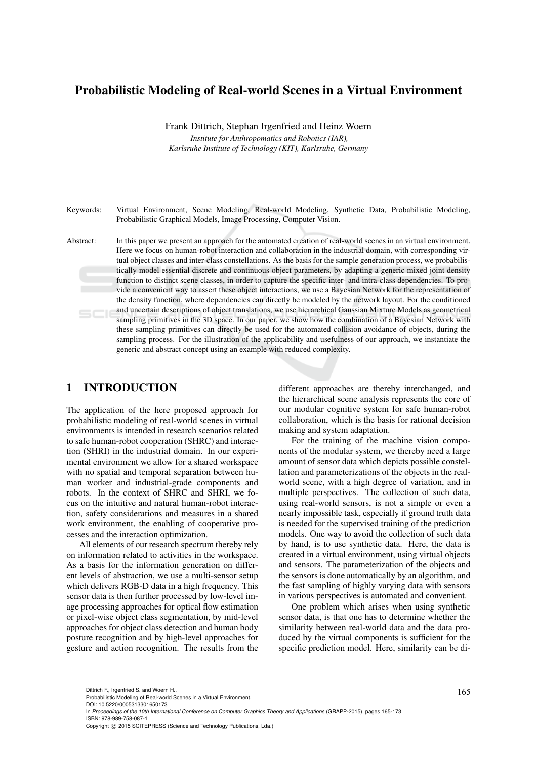# Probabilistic Modeling of Real-world Scenes in a Virtual Environment

Frank Dittrich, Stephan Irgenfried and Heinz Woern

*Institute for Anthropomatics and Robotics (IAR), Karlsruhe Institute of Technology (KIT), Karlsruhe, Germany*

Keywords: Virtual Environment, Scene Modeling, Real-world Modeling, Synthetic Data, Probabilistic Modeling, Probabilistic Graphical Models, Image Processing, Computer Vision.

Abstract: In this paper we present an approach for the automated creation of real-world scenes in an virtual environment. Here we focus on human-robot interaction and collaboration in the industrial domain, with corresponding virtual object classes and inter-class constellations. As the basis for the sample generation process, we probabilistically model essential discrete and continuous object parameters, by adapting a generic mixed joint density function to distinct scene classes, in order to capture the specific inter- and intra-class dependencies. To provide a convenient way to assert these object interactions, we use a Bayesian Network for the representation of the density function, where dependencies can directly be modeled by the network layout. For the conditioned and uncertain descriptions of object translations, we use hierarchical Gaussian Mixture Models as geometrical sampling primitives in the 3D space. In our paper, we show how the combination of a Bayesian Network with these sampling primitives can directly be used for the automated collision avoidance of objects, during the sampling process. For the illustration of the applicability and usefulness of our approach, we instantiate the generic and abstract concept using an example with reduced complexity.

## 1 INTRODUCTION

The application of the here proposed approach for probabilistic modeling of real-world scenes in virtual environments is intended in research scenarios related to safe human-robot cooperation (SHRC) and interaction (SHRI) in the industrial domain. In our experimental environment we allow for a shared workspace with no spatial and temporal separation between human worker and industrial-grade components and robots. In the context of SHRC and SHRI, we focus on the intuitive and natural human-robot interaction, safety considerations and measures in a shared work environment, the enabling of cooperative processes and the interaction optimization.

All elements of our research spectrum thereby rely on information related to activities in the workspace. As a basis for the information generation on different levels of abstraction, we use a multi-sensor setup which delivers RGB-D data in a high frequency. This sensor data is then further processed by low-level image processing approaches for optical flow estimation or pixel-wise object class segmentation, by mid-level approaches for object class detection and human body posture recognition and by high-level approaches for gesture and action recognition. The results from the different approaches are thereby interchanged, and the hierarchical scene analysis represents the core of our modular cognitive system for safe human-robot collaboration, which is the basis for rational decision making and system adaptation.

For the training of the machine vision components of the modular system, we thereby need a large amount of sensor data which depicts possible constellation and parameterizations of the objects in the real-world scene, with a high degree of variation, and in multiple perspectives. The collection of such data, using real-world sensors, is not a simple or even a nearly impossible task, especially if ground truth data is needed for the supervised training of the prediction models. One way to avoid the collection of such data by hand, is to use synthetic data. Here, the data is created in a virtual environment, using virtual objects and sensors. The parameterization of the objects and the sensors is done automatically by an algorithm, and the fast sampling of highly varying data with sensors in various perspectives is automated and convenient.

One problem which arises when using synthetic sensor data, is that one has to determine whether the similarity between real-world data and the data produced by the virtual components is sufficient for the specific prediction model. Here, similarity can be di-

Dittrich F., Irgenfried S. and Woern H..
Probabilistic Modeling of Real-world Scenes in a Virtual Environment.
DOI: 10.5220/0005313301650173
In *Proceedings of the 10th International Conference on Computer Graphics Theory and Applications* (GRAPP-2015), pages 165-173
ISBN: 978-989-758-087-1
Copyright © 2015 SCITEPRESS (Science and Technology Publications, Lda.)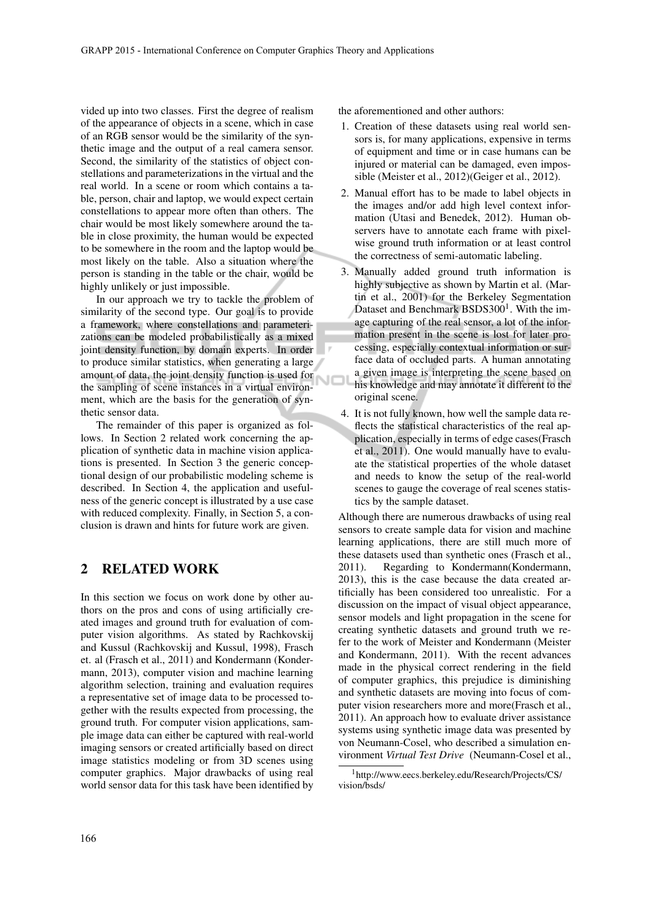vided up into two classes. First the degree of realism of the appearance of objects in a scene, which in case of an RGB sensor would be the similarity of the synthetic image and the output of a real camera sensor. Second, the similarity of the statistics of object constellations and parameterizations in the virtual and the real world. In a scene or room which contains a table, person, chair and laptop, we would expect certain constellations to appear more often than others. The chair would be most likely somewhere around the table in close proximity, the human would be expected to be somewhere in the room and the laptop would be most likely on the table. Also a situation where the person is standing in the table or the chair, would be highly unlikely or just impossible.

In our approach we try to tackle the problem of similarity of the second type. Our goal is to provide a framework, where constellations and parameterizations can be modeled probabilistically as a mixed joint density function, by domain experts. In order to produce similar statistics, when generating a large amount of data, the joint density function is used for the sampling of scene instances in a virtual environment, which are the basis for the generation of synthetic sensor data.

The remainder of this paper is organized as follows. In Section 2 related work concerning the application of synthetic data in machine vision applications is presented. In Section 3 the generic conceptional design of our probabilistic modeling scheme is described. In Section 4, the application and usefulness of the generic concept is illustrated by a use case with reduced complexity. Finally, in Section 5, a conclusion is drawn and hints for future work are given.

## 2 RELATED WORK

In this section we focus on work done by other authors on the pros and cons of using artificially created images and ground truth for evaluation of computer vision algorithms. As stated by Rachkovskij and Kussul (Rachkovskij and Kussul, 1998), Frasch et. al (Frasch et al., 2011) and Kondermann (Kondermann, 2013), computer vision and machine learning algorithm selection, training and evaluation requires a representative set of image data to be processed together with the results expected from processing, the ground truth. For computer vision applications, sample image data can either be captured with real-world imaging sensors or created artificially based on direct image statistics modeling or from 3D scenes using computer graphics. Major drawbacks of using real world sensor data for this task have been identified by the aforementioned and other authors:

1. Creation of these datasets using real world sensors is, for many applications, expensive in terms of equipment and time or in case humans can be injured or material can be damaged, even impossible (Meister et al., 2012)(Geiger et al., 2012).
2. Manual effort has to be made to label objects in the images and/or add high level context information (Utasi and Benedek, 2012). Human observers have to annotate each frame with pixel-wise ground truth information or at least control the correctness of semi-automatic labeling.
3. Manually added ground truth information is highly subjective as shown by Martin et al. (Martin et al., 2001) for the Berkeley Segmentation Dataset and Benchmark BSDS300[1]. With the image capturing of the real sensor, a lot of the information present in the scene is lost for later processing, especially contextual information or surface data of occluded parts. A human annotating a given image is interpreting the scene based on his knowledge and may annotate it different to the original scene.
4. It is not fully known, how well the sample data reflects the statistical characteristics of the real application, especially in terms of edge cases(Frasch et al., 2011). One would manually have to evaluate the statistical properties of the whole dataset and needs to know the setup of the real-world scenes to gauge the coverage of real scenes statistics by the sample dataset.

Although there are numerous drawbacks of using real sensors to create sample data for vision and machine learning applications, there are still much more of these datasets used than synthetic ones (Frasch et al., 2011). Regarding to Kondermann(Kondermann, 2013), this is the case because the data created artificially has been considered too unrealistic. For a discussion on the impact of visual object appearance, sensor models and light propagation in the scene for creating synthetic datasets and ground truth we refer to the work of Meister and Kondermann (Meister and Kondermann, 2011). With the recent advances made in the physical correct rendering in the field of computer graphics, this prejudice is diminishing and synthetic datasets are moving into focus of computer vision researchers more and more(Frasch et al., 2011). An approach how to evaluate driver assistance systems using synthetic image data was presented by von Neumann-Cosel, who described a simulation environment *Virtual Test Drive* (Neumann-Cosel et al.,

[1] http://www.eecs.berkeley.edu/Research/Projects/CS/vision/bsds/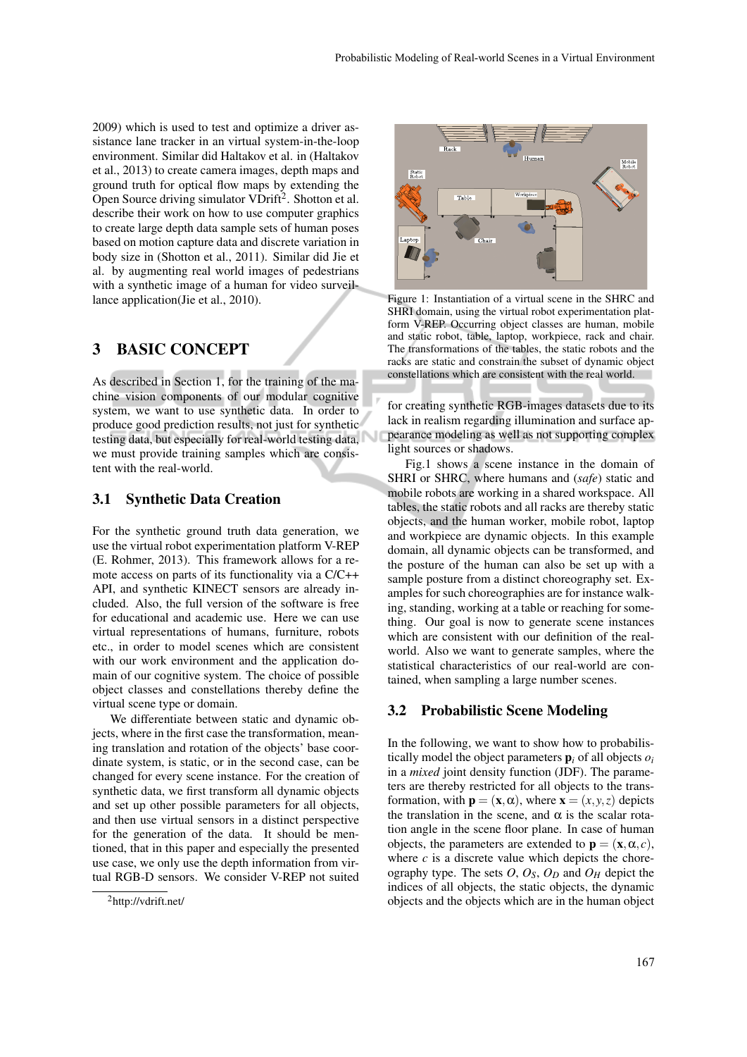2009) which is used to test and optimize a driver assistance lane tracker in an virtual system-in-the-loop environment. Similar did Haltakov et al. in (Haltakov et al., 2013) to create camera images, depth maps and ground truth for optical flow maps by extending the Open Source driving simulator VDrift[2]. Shotton et al. describe their work on how to use computer graphics to create large depth data sample sets of human poses based on motion capture data and discrete variation in body size in (Shotton et al., 2011). Similar did Jie et al. by augmenting real world images of pedestrians with a synthetic image of a human for video surveillance application(Jie et al., 2010).

## 3 BASIC CONCEPT

As described in Section 1, for the training of the machine vision components of our modular cognitive system, we want to use synthetic data. In order to produce good prediction results, not just for synthetic testing data, but especially for real-world testing data, we must provide training samples which are consistent with the real-world.

### 3.1 Synthetic Data Creation

For the synthetic ground truth data generation, we use the virtual robot experimentation platform V-REP (E. Rohmer, 2013). This framework allows for a remote access on parts of its functionality via a C/C++ API, and synthetic KINECT sensors are already included. Also, the full version of the software is free for educational and academic use. Here we can use virtual representations of humans, furniture, robots etc., in order to model scenes which are consistent with our work environment and the application domain of our cognitive system. The choice of possible object classes and constellations thereby define the virtual scene type or domain.

We differentiate between static and dynamic objects, where in the first case the transformation, meaning translation and rotation of the objects' base coordinate system, is static, or in the second case, can be changed for every scene instance. For the creation of synthetic data, we first transform all dynamic objects and set up other possible parameters for all objects, and then use virtual sensors in a distinct perspective for the generation of the data. It should be mentioned, that in this paper and especially the presented use case, we only use the depth information from virtual RGB-D sensors. We consider V-REP not suited for creating synthetic RGB-images datasets due to its lack in realism regarding illumination and surface appearance modeling as well as not supporting complex light sources or shadows.

[2] http://vdrift.net/

Rack

Human

Mobile Robot

Static Robot

Table

Workpiece

Laptop

Chair

Figure 1: Instantiation of a virtual scene in the SHRC and SHRI domain, using the virtual robot experimentation platform V-REP. Occurring object classes are human, mobile and static robot, table, laptop, workpiece, rack and chair. The transformations of the tables, the static robots and the racks are static and constrain the subset of dynamic object constellations which are consistent with the real world.

Fig.1 shows a scene instance in the domain of SHRI or SHRC, where humans and (*safe*) static and mobile robots are working in a shared workspace. All tables, the static robots and all racks are thereby static objects, and the human worker, mobile robot, laptop and workpiece are dynamic objects. In this example domain, all dynamic objects can be transformed, and the posture of the human can also be set up with a sample posture from a distinct choreography set. Examples for such choreographies are for instance walking, standing, working at a table or reaching for something. Our goal is now to generate scene instances which are consistent with our definition of the real-world. Also we want to generate samples, where the statistical characteristics of our real-world are contained, when sampling a large number scenes.

### 3.2 Probabilistic Scene Modeling

In the following, we want to show how to probabilistically model the object parameters $\mathbf{p}_i$ of all objects $o_i$ in a *mixed* joint density function (JDF). The parameters are thereby restricted for all objects to the transformation, with $\mathbf{p} = (\mathbf{x}, \alpha)$, where $\mathbf{x} = (x, y, z)$ depicts the translation in the scene, and $\alpha$ is the scalar rotation angle in the scene floor plane. In case of human objects, the parameters are extended to $\mathbf{p} = (\mathbf{x}, \alpha, c)$, where $c$ is a discrete value which depicts the choreography type. The sets $O$, $O_S$, $O_D$ and $O_H$ depict the indices of all objects, the static objects, the dynamic objects and the objects which are in the human object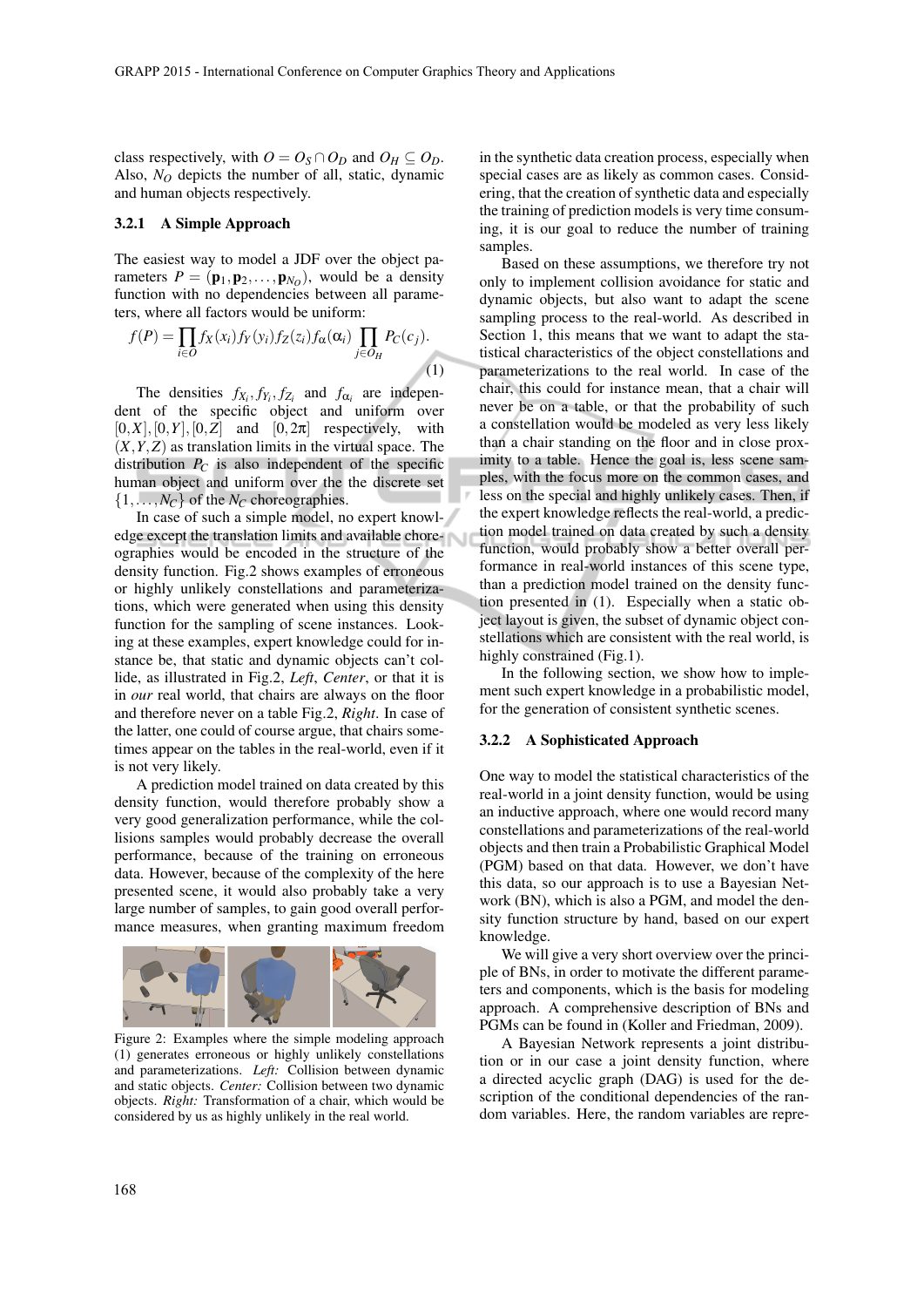class respectively, with $O = O_S \cap O_D$ and $O_H \subseteq O_D$. Also, $N_O$ depicts the number of all, static, dynamic and human objects respectively.

### 3.2.1 A Simple Approach

The easiest way to model a JDF over the object parameters $P = (\mathbf{p}_1, \mathbf{p}_2, \ldots, \mathbf{p}_{N_O})$, would be a density function with no dependencies between all parameters, where all factors would be uniform:

$$f(P) = \prod_{i \in O} f_X(x_i) f_Y(y_i) f_Z(z_i) f_\alpha(\alpha_i) \prod_{j \in O_H} P_C(c_j). \tag{1}$$

The densities $f_{X_i}, f_{Y_i}, f_{Z_i}$ and $f_{\alpha_i}$ are independent of the specific object and uniform over $[0, X], [0, Y], [0, Z]$ and $[0, 2\pi]$ respectively, with $(X, Y, Z)$ as translation limits in the virtual space. The distribution $P_C$ is also independent of the specific human object and uniform over the the discrete set $\{1, \ldots, N_C\}$ of the $N_C$ choreographies.

In case of such a simple model, no expert knowledge except the translation limits and available choreographies would be encoded in the structure of the density function. Fig.2 shows examples of erroneous or highly unlikely constellations and parameterizations, which were generated when using this density function for the sampling of scene instances. Looking at these examples, expert knowledge could for instance be, that static and dynamic objects can't collide, as illustrated in Fig.2, *Left*, *Center*, or that it is in *our* real world, that chairs are always on the floor and therefore never on a table Fig.2, *Right*. In case of the latter, one could of course argue, that chairs sometimes appear on the tables in the real-world, even if it is not very likely.

A prediction model trained on data created by this density function, would therefore probably show a very good generalization performance, while the collisions samples would probably decrease the overall performance, because of the training on erroneous data. However, because of the complexity of the here presented scene, it would also probably take a very large number of samples, to gain good overall performance measures, when granting maximum freedom

Figure 2: Examples where the simple modeling approach (1) generates erroneous or highly unlikely constellations and parameterizations. *Left:* Collision between dynamic and static objects. *Center:* Collision between two dynamic objects. *Right:* Transformation of a chair, which would be considered by us as highly unlikely in the real world.

in the synthetic data creation process, especially when special cases are as likely as common cases. Considering, that the creation of synthetic data and especially the training of prediction models is very time consuming, it is our goal to reduce the number of training samples.

Based on these assumptions, we therefore try not only to implement collision avoidance for static and dynamic objects, but also want to adapt the scene sampling process to the real-world. As described in Section 1, this means that we want to adapt the statistical characteristics of the object constellations and parameterizations to the real world. In case of the chair, this could for instance mean, that a chair will never be on a table, or that the probability of such a constellation would be modeled as very less likely than a chair standing on the floor and in close proximity to a table. Hence the goal is, less scene samples, with the focus more on the common cases, and less on the special and highly unlikely cases. Then, if the expert knowledge reflects the real-world, a prediction model trained on data created by such a density function, would probably show a better overall performance in real-world instances of this scene type, than a prediction model trained on the density function presented in (1). Especially when a static object layout is given, the subset of dynamic object constellations which are consistent with the real world, is highly constrained (Fig.1).

In the following section, we show how to implement such expert knowledge in a probabilistic model, for the generation of consistent synthetic scenes.

### 3.2.2 A Sophisticated Approach

One way to model the statistical characteristics of the real-world in a joint density function, would be using an inductive approach, where one would record many constellations and parameterizations of the real-world objects and then train a Probabilistic Graphical Model (PGM) based on that data. However, we don't have this data, so our approach is to use a Bayesian Network (BN), which is also a PGM, and model the density function structure by hand, based on our expert knowledge.

We will give a very short overview over the principle of BNs, in order to motivate the different parameters and components, which is the basis for modeling approach. A comprehensive description of BNs and PGMs can be found in (Koller and Friedman, 2009).

A Bayesian Network represents a joint distribution or in our case a joint density function, where a directed acyclic graph (DAG) is used for the description of the conditional dependencies of the random variables. Here, the random variables are repre-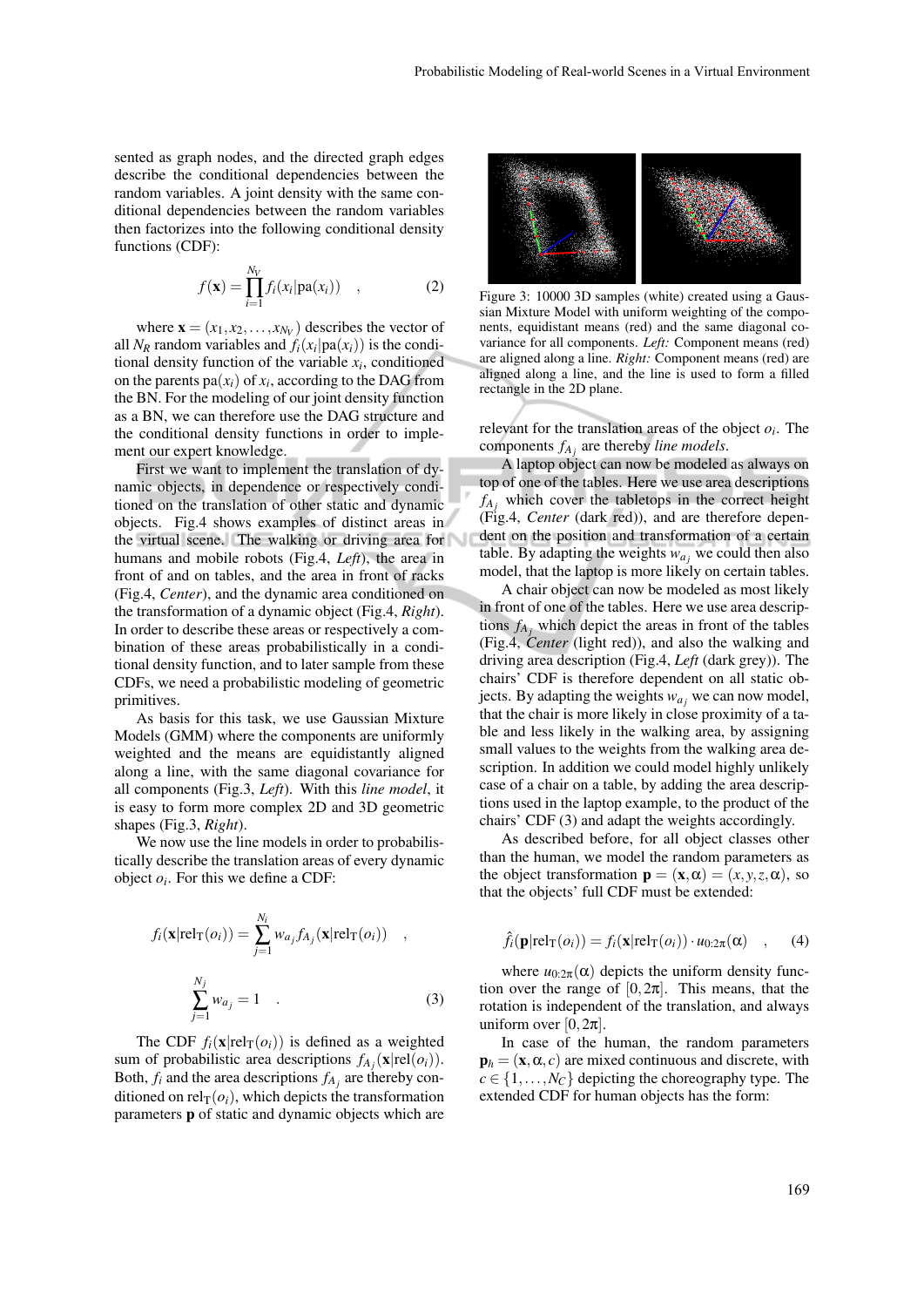sented as graph nodes, and the directed graph edges describe the conditional dependencies between the random variables. A joint density with the same conditional dependencies between the random variables then factorizes into the following conditional density functions (CDF):

$$f(\mathbf{x}) = \prod_{i=1}^{N_V} f_i(x_i|\mathrm{pa}(x_i)) \quad , \tag{2}$$

where $\mathbf{x} = (x_1, x_2, \dots, x_{N_V})$ describes the vector of all $N_R$ random variables and $f_i(x_i|\mathrm{pa}(x_i))$ is the conditional density function of the variable $x_i$, conditioned on the parents $\mathrm{pa}(x_i)$ of $x_i$, according to the DAG from the BN. For the modeling of our joint density function as a BN, we can therefore use the DAG structure and the conditional density functions in order to implement our expert knowledge.

First we want to implement the translation of dynamic objects, in dependence or respectively conditioned on the translation of other static and dynamic objects. Fig.4 shows examples of distinct areas in the virtual scene. The walking or driving area for humans and mobile robots (Fig.4, *Left*), the area in front of and on tables, and the area in front of racks (Fig.4, *Center*), and the dynamic area conditioned on the transformation of a dynamic object (Fig.4, *Right*). In order to describe these areas or respectively a combination of these areas probabilistically in a conditional density function, and to later sample from these CDFs, we need a probabilistic modeling of geometric primitives.

As basis for this task, we use Gaussian Mixture Models (GMM) where the components are uniformly weighted and the means are equidistantly aligned along a line, with the same diagonal covariance for all components (Fig.3, *Left*). With this *line model*, it is easy to form more complex 2D and 3D geometric shapes (Fig.3, *Right*).

We now use the line models in order to probabilistically describe the translation areas of every dynamic object $o_i$. For this we define a CDF:

$$f_i(\mathbf{x}|\mathrm{rel}_\mathrm{T}(o_i)) = \sum_{j=1}^{N_i} w_{a_j} f_{A_j}(\mathbf{x}|\mathrm{rel}_\mathrm{T}(o_i)) \quad ,$$

$$\sum_{j=1}^{N_j} w_{a_j} = 1 \quad . \tag{3}$$

The CDF $f_i(\mathbf{x}|\mathrm{rel}_\mathrm{T}(o_i))$ is defined as a weighted sum of probabilistic area descriptions $f_{A_j}(\mathbf{x}|\mathrm{rel}(o_i))$. Both, $f_i$ and the area descriptions $f_{A_j}$ are thereby conditioned on $\mathrm{rel}_\mathrm{T}(o_i)$, which depicts the transformation parameters $\mathbf{p}$ of static and dynamic objects which are relevant for the translation areas of the object $o_i$. The components $f_{A_j}$ are thereby *line models*.

Figure 3: 10000 3D samples (white) created using a Gaussian Mixture Model with uniform weighting of the components, equidistant means (red) and the same diagonal covariance for all components. *Left:* Component means (red) are aligned along a line. *Right:* Component means (red) are aligned along a line, and the line is used to form a filled rectangle in the 2D plane.

A laptop object can now be modeled as always on top of one of the tables. Here we use area descriptions $f_{A_j}$ which cover the tabletops in the correct height (Fig.4, *Center* (dark red)), and are therefore dependent on the position and transformation of a certain table. By adapting the weights $w_{a_j}$ we could then also model, that the laptop is more likely on certain tables.

A chair object can now be modeled as most likely in front of one of the tables. Here we use area descriptions $f_{A_j}$ which depict the areas in front of the tables (Fig.4, *Center* (light red)), and also the walking and driving area description (Fig.4, *Left* (dark grey)). The chairs' CDF is therefore dependent on all static objects. By adapting the weights $w_{a_j}$ we can now model, that the chair is more likely in close proximity of a table and less likely in the walking area, by assigning small values to the weights from the walking area description. In addition we could model highly unlikely case of a chair on a table, by adding the area descriptions used in the laptop example, to the product of the chairs' CDF (3) and adapt the weights accordingly.

As described before, for all object classes other than the human, we model the random parameters as the object transformation $\mathbf{p} = (\mathbf{x}, \alpha) = (x, y, z, \alpha)$, so that the objects' full CDF must be extended:

$$\hat{f}_i(\mathbf{p}|\mathrm{rel}_\mathrm{T}(o_i)) = f_i(\mathbf{x}|\mathrm{rel}_\mathrm{T}(o_i)) \cdot u_{0:2\pi}(\alpha) \quad , \tag{4}$$

where $u_{0:2\pi}(\alpha)$ depicts the uniform density function over the range of $[0, 2\pi]$. This means, that the rotation is independent of the translation, and always uniform over $[0, 2\pi]$.

In case of the human, the random parameters $\mathbf{p}_h = (\mathbf{x}, \alpha, c)$ are mixed continuous and discrete, with $c \in \{1, \dots, N_C\}$ depicting the choreography type. The extended CDF for human objects has the form: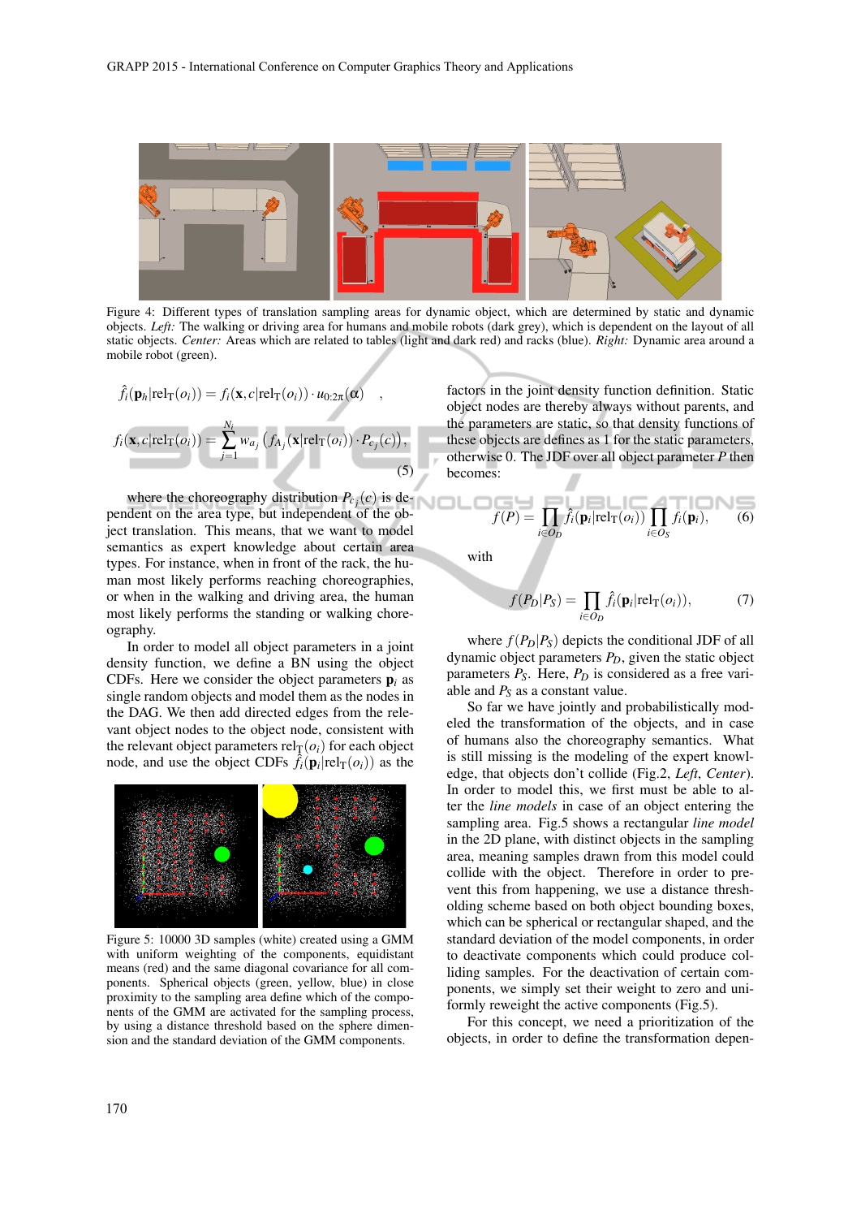Figure 4: Different types of translation sampling areas for dynamic object, which are determined by static and dynamic objects. *Left:* The walking or driving area for humans and mobile robots (dark grey), which is dependent on the layout of all static objects. *Center:* Areas which are related to tables (light and dark red) and racks (blue). *Right:* Dynamic area around a mobile robot (green).

$$\hat{f}_i(\mathbf{p}_h|\mathrm{rel_T}(o_i)) = f_i(\mathbf{x}, c|\mathrm{rel_T}(o_i)) \cdot u_{0:2\pi}(\alpha) \quad ,$$

$$f_i(\mathbf{x}, c|\mathrm{rel_T}(o_i)) = \sum_{j=1}^{N_i} w_{a_j} \left( f_{A_j}(\mathbf{x}|\mathrm{rel_T}(o_i)) \cdot P_{c_j}(c) \right), \tag{5}$$

where the choreography distribution $P_{c_j}(c)$ is dependent on the area type, but independent of the object translation. This means, that we want to model semantics as expert knowledge about certain area types. For instance, when in front of the rack, the human most likely performs reaching choreographies, or when in the walking and driving area, the human most likely performs the standing or walking choreography.

In order to model all object parameters in a joint density function, we define a BN using the object CDFs. Here we consider the object parameters $\mathbf{p}_i$ as single random objects and model them as the nodes in the DAG. We then add directed edges from the relevant object nodes to the object node, consistent with the relevant object parameters $\mathrm{rel_T}(o_i)$ for each object node, and use the object CDFs $\hat{f}_i(\mathbf{p}_i|\mathrm{rel_T}(o_i))$ as the

Figure 5: 10000 3D samples (white) created using a GMM with uniform weighting of the components, equidistant means (red) and the same diagonal covariance for all components. Spherical objects (green, yellow, blue) in close proximity to the sampling area define which of the components of the GMM are activated for the sampling process, by using a distance threshold based on the sphere dimension and the standard deviation of the GMM components.

factors in the joint density function definition. Static object nodes are thereby always without parents, and the parameters are static, so that density functions of these objects are defines as 1 for the static parameters, otherwise 0. The JDF over all object parameter $P$ then becomes:

$$f(P) = \prod_{i \in O_D} \hat{f}_i(\mathbf{p}_i|\mathrm{rel_T}(o_i)) \prod_{i \in O_S} f_i(\mathbf{p}_i), \tag{6}$$

with

$$f(P_D|P_S) = \prod_{i \in O_D} \hat{f}_i(\mathbf{p}_i|\mathrm{rel_T}(o_i)), \tag{7}$$

where $f(P_D|P_S)$ depicts the conditional JDF of all dynamic object parameters $P_D$, given the static object parameters $P_S$. Here, $P_D$ is considered as a free variable and $P_S$ as a constant value.

So far we have jointly and probabilistically modeled the transformation of the objects, and in case of humans also the choreography semantics. What is still missing is the modeling of the expert knowledge, that objects don't collide (Fig.2, *Left*, *Center*). In order to model this, we first must be able to alter the *line models* in case of an object entering the sampling area. Fig.5 shows a rectangular *line model* in the 2D plane, with distinct objects in the sampling area, meaning samples drawn from this model could collide with the object. Therefore in order to prevent this from happening, we use a distance thresholding scheme based on both object bounding boxes, which can be spherical or rectangular shaped, and the standard deviation of the model components, in order to deactivate components which could produce colliding samples. For the deactivation of certain components, we simply set their weight to zero and uniformly reweight the active components (Fig.5).

For this concept, we need a prioritization of the objects, in order to define the transformation depen-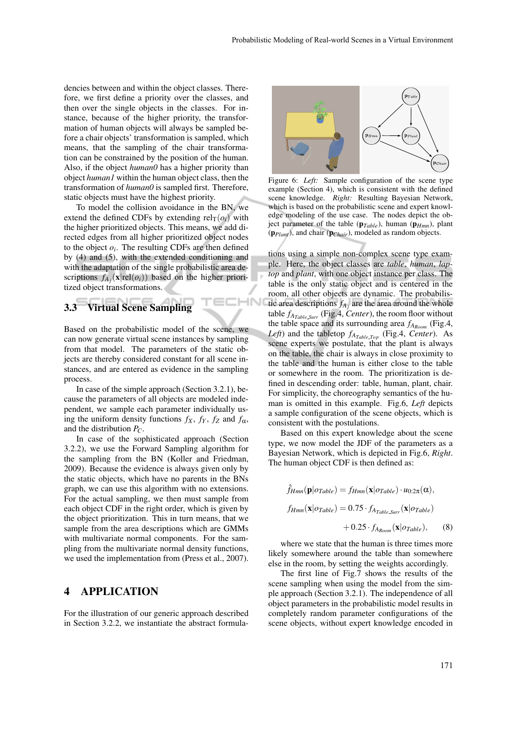dencies between and within the object classes. Therefore, we first define a priority over the classes, and then over the single objects in the classes. For instance, because of the higher priority, the transformation of human objects will always be sampled before a chair objects' transformation is sampled, which means, that the sampling of the chair transformation can be constrained by the position of the human. Also, if the object *human0* has a higher priority than object *human1* within the human object class, then the transformation of *human0* is sampled first. Therefore, static objects must have the highest priority.

To model the collision avoidance in the BN, we extend the defined CDFs by extending $\mathrm{rel}_T(o_i)$ with the higher prioritized objects. This means, we add directed edges from all higher prioritized object nodes to the object $o_i$. The resulting CDFs are then defined by (4) and (5), with the extended conditioning and with the adaptation of the single probabilistic area descriptions $f_{A_j}(\mathbf{x}|\mathrm{rel}(o_i))$ based on the higher prioritized object transformations.

## 3.3 Virtual Scene Sampling

Based on the probabilistic model of the scene, we can now generate virtual scene instances by sampling from that model. The parameters of the static objects are thereby considered constant for all scene instances, and are entered as evidence in the sampling process.

In case of the simple approach (Section 3.2.1), because the parameters of all objects are modeled independent, we sample each parameter individually using the uniform density functions $f_X$, $f_Y$, $f_Z$ and $f_\alpha$, and the distribution $P_C$.

In case of the sophisticated approach (Section 3.2.2), we use the Forward Sampling algorithm for the sampling from the BN (Koller and Friedman, 2009). Because the evidence is always given only by the static objects, which have no parents in the BNs graph, we can use this algorithm with no extensions. For the actual sampling, we then must sample from each object CDF in the right order, which is given by the object prioritization. This in turn means, that we sample from the area descriptions which are GMMs with multivariate normal components. For the sampling from the multivariate normal density functions, we used the implementation from (Press et al., 2007).

# 4 APPLICATION

For the illustration of our generic approach described in Section 3.2.2, we instantiate the abstract formulations using a simple non-complex scene type example. Here, the object classes are *table*, *human*, *laptop* and *plant*, with one object instance per class. The table is the only static object and is centered in the room, all other objects are dynamic. The probabilistic area descriptions $f_{A_j}$ are the area around the whole table $f_{A_{Table\_Surr}}$ (Fig.4, *Center*), the room floor without the table space and its surrounding area $f_{A_{Room}}$ (Fig.4, *Left*) and the tabletop $f_{A_{Table\_Top}}$ (Fig.4, *Center*). As scene experts we postulate, that the plant is always on the table, the chair is always in close proximity to the table and the human is either close to the table or somewhere in the room. The prioritization is defined in descending order: table, human, plant, chair. For simplicity, the choreography semantics of the human is omitted in this example. Fig.6, *Left* depicts a sample configuration of the scene objects, which is consistent with the postulations.

Figure 6: *Left:* Sample configuration of the scene type example (Section 4), which is consistent with the defined scene knowledge. *Right:* Resulting Bayesian Network, which is based on the probabilistic scene and expert knowledge modeling of the use case. The nodes depict the object parameter of the table ($\mathbf{p}_{Table}$), human ($\mathbf{p}_{Hmn}$), plant ($\mathbf{p}_{Plant}$), and chair ($\mathbf{p}_{Chair}$), modeled as random objects.

Based on this expert knowledge about the scene type, we now model the JDF of the parameters as a Bayesian Network, which is depicted in Fig.6, *Right*. The human object CDF is then defined as:

$$\hat{f}_{Hmn}(\mathbf{p}|o_{Table}) = f_{Hmn}(\mathbf{x}|o_{Table}) \cdot u_{0:2\pi}(\alpha),$$

$$f_{Hmn}(\mathbf{x}|o_{Table}) = 0.75 \cdot f_{A_{Table\_Surr}}(\mathbf{x}|o_{Table}) + 0.25 \cdot f_{A_{Room}}(\mathbf{x}|o_{Table}), \quad (8)$$

where we state that the human is three times more likely somewhere around the table than somewhere else in the room, by setting the weights accordingly.

The first line of Fig.7 shows the results of the scene sampling when using the model from the simple approach (Section 3.2.1). The independence of all object parameters in the probabilistic model results in completely random parameter configurations of the scene objects, without expert knowledge encoded in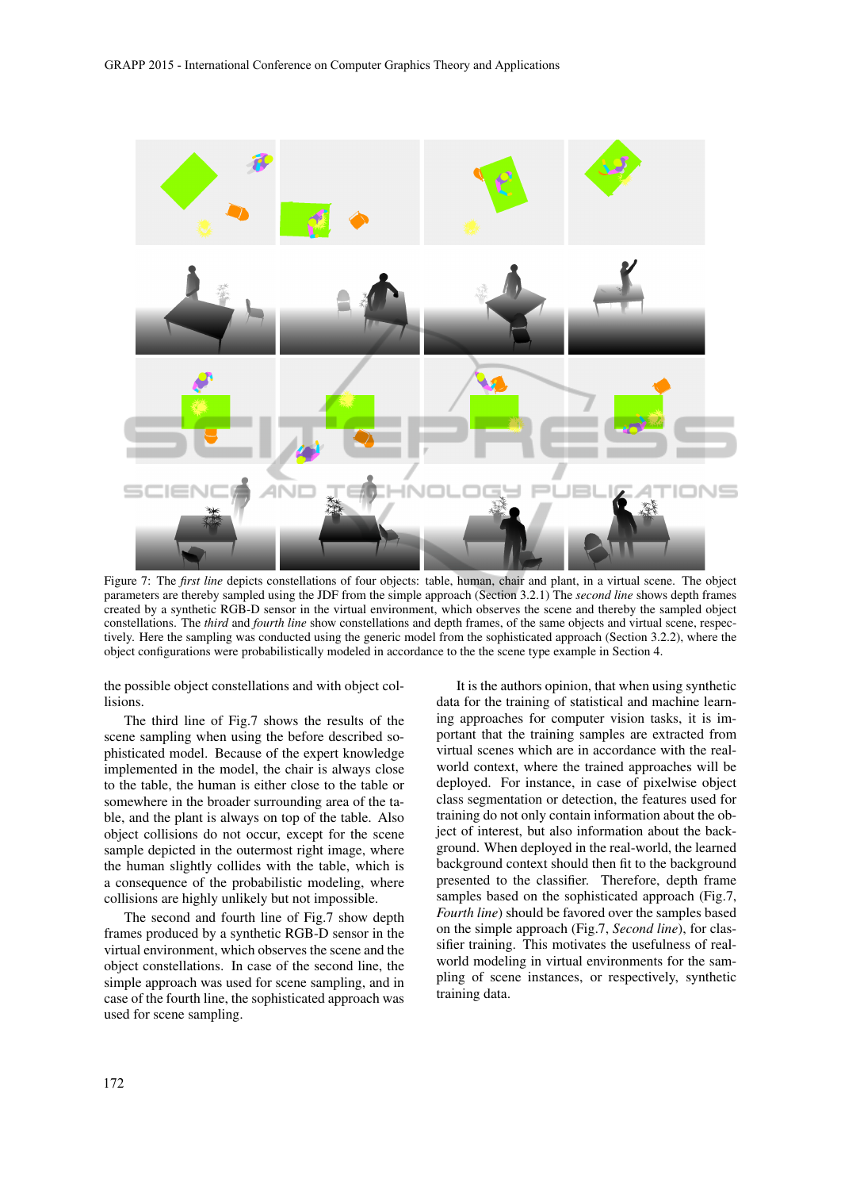Figure 7: The *first line* depicts constellations of four objects: table, human, chair and plant, in a virtual scene. The object parameters are thereby sampled using the JDF from the simple approach (Section 3.2.1) The *second line* shows depth frames created by a synthetic RGB-D sensor in the virtual environment, which observes the scene and thereby the sampled object constellations. The *third* and *fourth line* show constellations and depth frames, of the same objects and virtual scene, respectively. Here the sampling was conducted using the generic model from the sophisticated approach (Section 3.2.2), where the object configurations were probabilistically modeled in accordance to the scene type example in Section 4.

the possible object constellations and with object collisions.

The third line of Fig.7 shows the results of the scene sampling when using the before described sophisticated model. Because of the expert knowledge implemented in the model, the chair is always close to the table, the human is either close to the table or somewhere in the broader surrounding area of the table, and the plant is always on top of the table. Also object collisions do not occur, except for the scene sample depicted in the outermost right image, where the human slightly collides with the table, which is a consequence of the probabilistic modeling, where collisions are highly unlikely but not impossible.

The second and fourth line of Fig.7 show depth frames produced by a synthetic RGB-D sensor in the virtual environment, which observes the scene and the object constellations. In case of the second line, the simple approach was used for scene sampling, and in case of the fourth line, the sophisticated approach was used for scene sampling.

It is the authors opinion, that when using synthetic data for the training of statistical and machine learning approaches for computer vision tasks, it is important that the training samples are extracted from virtual scenes which are in accordance with the real-world context, where the trained approaches will be deployed. For instance, in case of pixelwise object class segmentation or detection, the features used for training do not only contain information about the object of interest, but also information about the background. When deployed in the real-world, the learned background context should then fit to the background presented to the classifier. Therefore, depth frame samples based on the sophisticated approach (Fig.7, *Fourth line*) should be favored over the samples based on the simple approach (Fig.7, *Second line*), for classifier training. This motivates the usefulness of real-world modeling in virtual environments for the sampling of scene instances, or respectively, synthetic training data.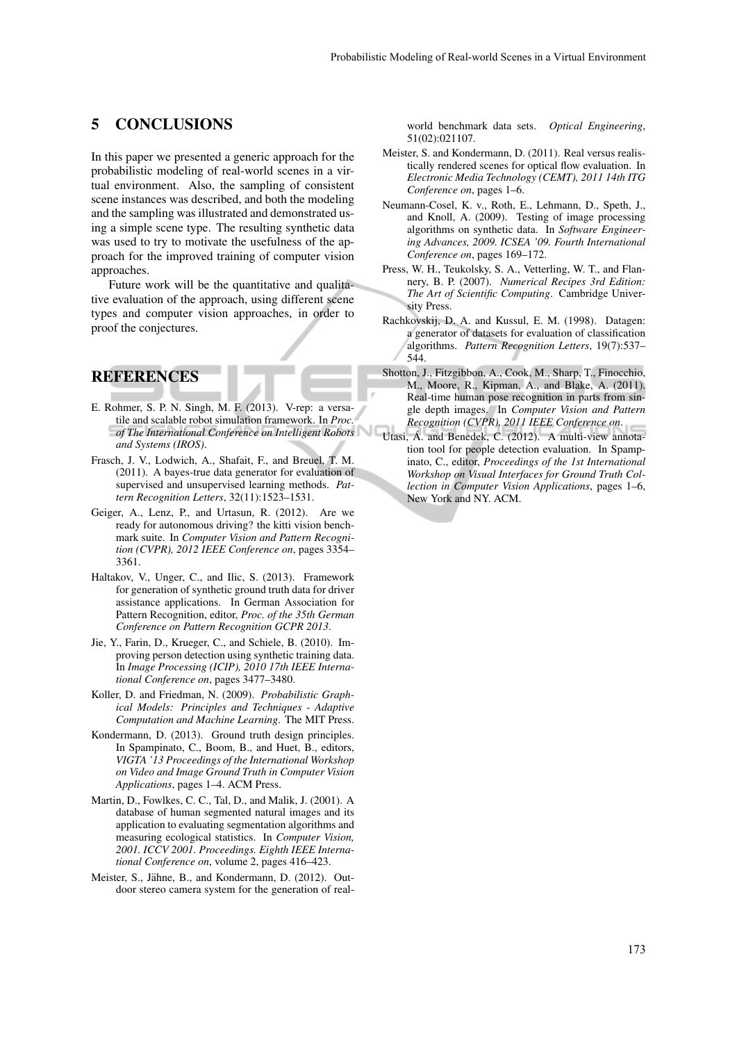## 5 CONCLUSIONS

In this paper we presented a generic approach for the probabilistic modeling of real-world scenes in a virtual environment. Also, the sampling of consistent scene instances was described, and both the modeling and the sampling was illustrated and demonstrated using a simple scene type. The resulting synthetic data was used to try to motivate the usefulness of the approach for the improved training of computer vision approaches.

Future work will be the quantitative and qualitative evaluation of the approach, using different scene types and computer vision approaches, in order to proof the conjectures.

## REFERENCES

E. Rohmer, S. P. N. Singh, M. F. (2013). V-rep: a versatile and scalable robot simulation framework. In *Proc. of The International Conference on Intelligent Robots and Systems (IROS)*.

Frasch, J. V., Lodwich, A., Shafait, F., and Breuel, T. M. (2011). A bayes-true data generator for evaluation of supervised and unsupervised learning methods. *Pattern Recognition Letters*, 32(11):1523–1531.

Geiger, A., Lenz, P., and Urtasun, R. (2012). Are we ready for autonomous driving? the kitti vision benchmark suite. In *Computer Vision and Pattern Recognition (CVPR), 2012 IEEE Conference on*, pages 3354–3361.

Haltakov, V., Unger, C., and Ilic, S. (2013). Framework for generation of synthetic ground truth data for driver assistance applications. In German Association for Pattern Recognition, editor, *Proc. of the 35th German Conference on Pattern Recognition GCPR 2013*.

Jie, Y., Farin, D., Krueger, C., and Schiele, B. (2010). Improving person detection using synthetic training data. In *Image Processing (ICIP), 2010 17th IEEE International Conference on*, pages 3477–3480.

Koller, D. and Friedman, N. (2009). *Probabilistic Graphical Models: Principles and Techniques - Adaptive Computation and Machine Learning*. The MIT Press.

Kondermann, D. (2013). Ground truth design principles. In Spampinato, C., Boom, B., and Huet, B., editors, *VIGTA '13 Proceedings of the International Workshop on Video and Image Ground Truth in Computer Vision Applications*, pages 1–4. ACM Press.

Martin, D., Fowlkes, C. C., Tal, D., and Malik, J. (2001). A database of human segmented natural images and its application to evaluating segmentation algorithms and measuring ecological statistics. In *Computer Vision, 2001. ICCV 2001. Proceedings. Eighth IEEE International Conference on*, volume 2, pages 416–423.

Meister, S., Jähne, B., and Kondermann, D. (2012). Outdoor stereo camera system for the generation of real-world benchmark data sets. *Optical Engineering*, 51(02):021107.

Meister, S. and Kondermann, D. (2011). Real versus realistically rendered scenes for optical flow evaluation. In *Electronic Media Technology (CEMT), 2011 14th ITG Conference on*, pages 1–6.

Neumann-Cosel, K. v., Roth, E., Lehmann, D., Speth, J., and Knoll, A. (2009). Testing of image processing algorithms on synthetic data. In *Software Engineering Advances, 2009. ICSEA '09. Fourth International Conference on*, pages 169–172.

Press, W. H., Teukolsky, S. A., Vetterling, W. T., and Flannery, B. P. (2007). *Numerical Recipes 3rd Edition: The Art of Scientific Computing*. Cambridge University Press.

Rachkovskij, D. A. and Kussul, E. M. (1998). Datagen: a generator of datasets for evaluation of classification algorithms. *Pattern Recognition Letters*, 19(7):537–544.

Shotton, J., Fitzgibbon, A., Cook, M., Sharp, T., Finocchio, M., Moore, R., Kipman, A., and Blake, A. (2011). Real-time human pose recognition in parts from single depth images. In *Computer Vision and Pattern Recognition (CVPR), 2011 IEEE Conference on*.

Utasi, A. and Benedek, C. (2012). A multi-view annotation tool for people detection evaluation. In Spampinato, C., editor, *Proceedings of the 1st International Workshop on Visual Interfaces for Ground Truth Collection in Computer Vision Applications*, pages 1–6, New York and NY. ACM.